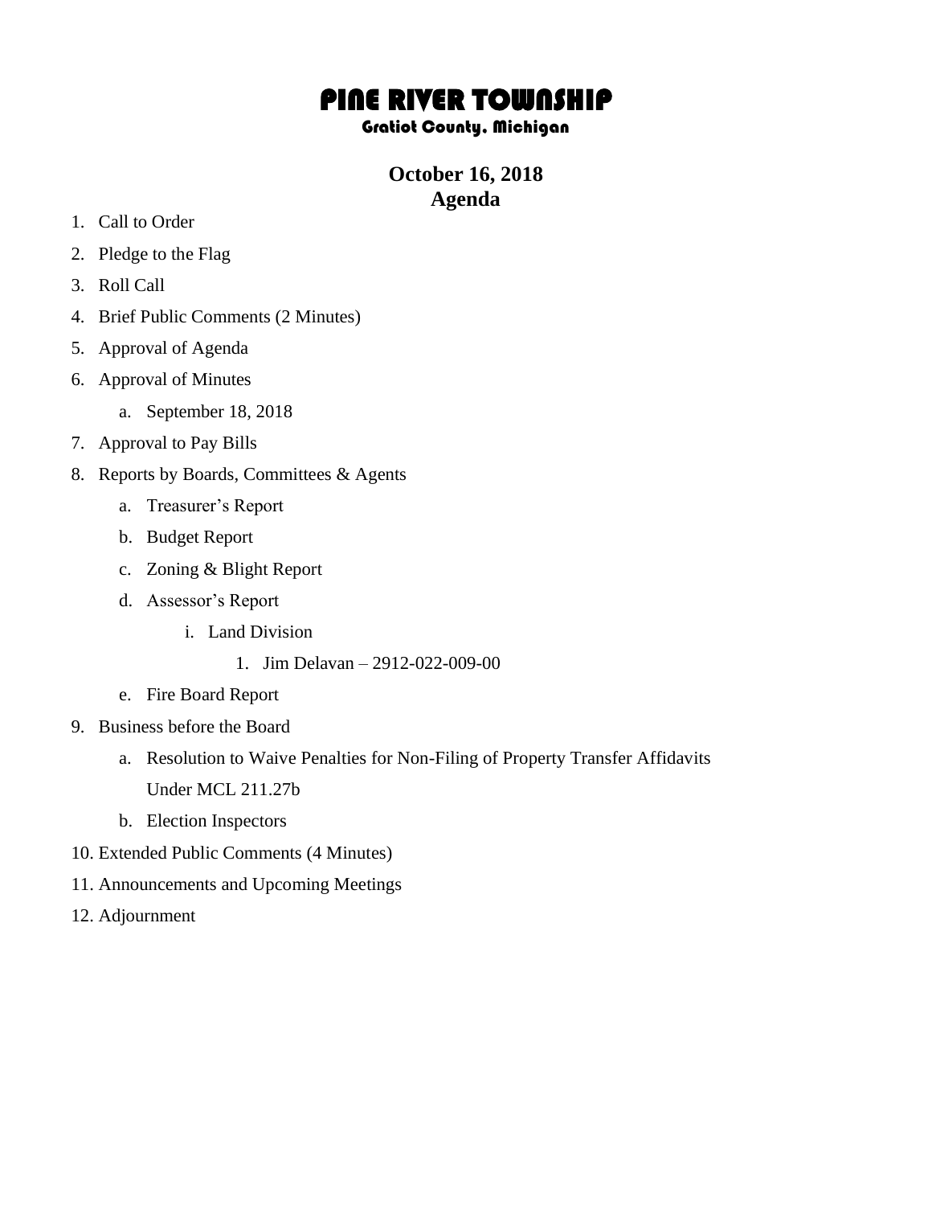# PINE RIVER TOWNSHIP

### Gratiot County, Michigan

## October 16, 2018
## Agenda

1. Call to Order
2. Pledge to the Flag
3. Roll Call
4. Brief Public Comments (2 Minutes)
5. Approval of Agenda
6. Approval of Minutes
    a. September 18, 2018
7. Approval to Pay Bills
8. Reports by Boards, Committees & Agents
    a. Treasurer's Report
    b. Budget Report
    c. Zoning & Blight Report
    d. Assessor's Report
        i. Land Division
            1. Jim Delavan – 2912-022-009-00
    e. Fire Board Report
9. Business before the Board
    a. Resolution to Waive Penalties for Non-Filing of Property Transfer Affidavits Under MCL 211.27b
    b. Election Inspectors
10. Extended Public Comments (4 Minutes)
11. Announcements and Upcoming Meetings
12. Adjournment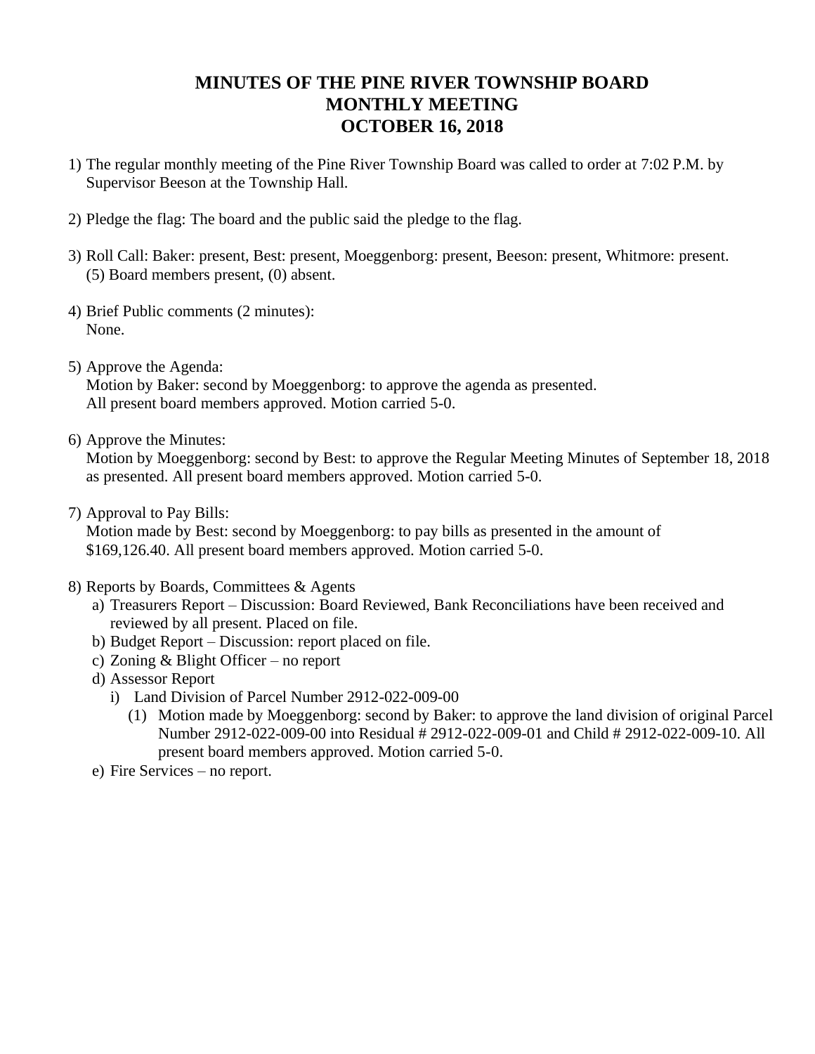# MINUTES OF THE PINE RIVER TOWNSHIP BOARD MONTHLY MEETING OCTOBER 16, 2018

1) The regular monthly meeting of the Pine River Township Board was called to order at 7:02 P.M. by Supervisor Beeson at the Township Hall.

2) Pledge the flag: The board and the public said the pledge to the flag.

3) Roll Call: Baker: present, Best: present, Moeggenborg: present, Beeson: present, Whitmore: present. (5) Board members present, (0) absent.

4) Brief Public comments (2 minutes):
   None.

5) Approve the Agenda:
   Motion by Baker: second by Moeggenborg: to approve the agenda as presented. All present board members approved. Motion carried 5-0.

6) Approve the Minutes:
   Motion by Moeggenborg: second by Best: to approve the Regular Meeting Minutes of September 18, 2018 as presented. All present board members approved. Motion carried 5-0.

7) Approval to Pay Bills:
   Motion made by Best: second by Moeggenborg: to pay bills as presented in the amount of $169,126.40. All present board members approved. Motion carried 5-0.

8) Reports by Boards, Committees & Agents
   a) Treasurers Report – Discussion: Board Reviewed, Bank Reconciliations have been received and reviewed by all present. Placed on file.
   b) Budget Report – Discussion: report placed on file.
   c) Zoning & Blight Officer – no report
   d) Assessor Report
      i) Land Division of Parcel Number 2912-022-009-00
         (1) Motion made by Moeggenborg: second by Baker: to approve the land division of original Parcel Number 2912-022-009-00 into Residual # 2912-022-009-01 and Child # 2912-022-009-10. All present board members approved. Motion carried 5-0.
   e) Fire Services – no report.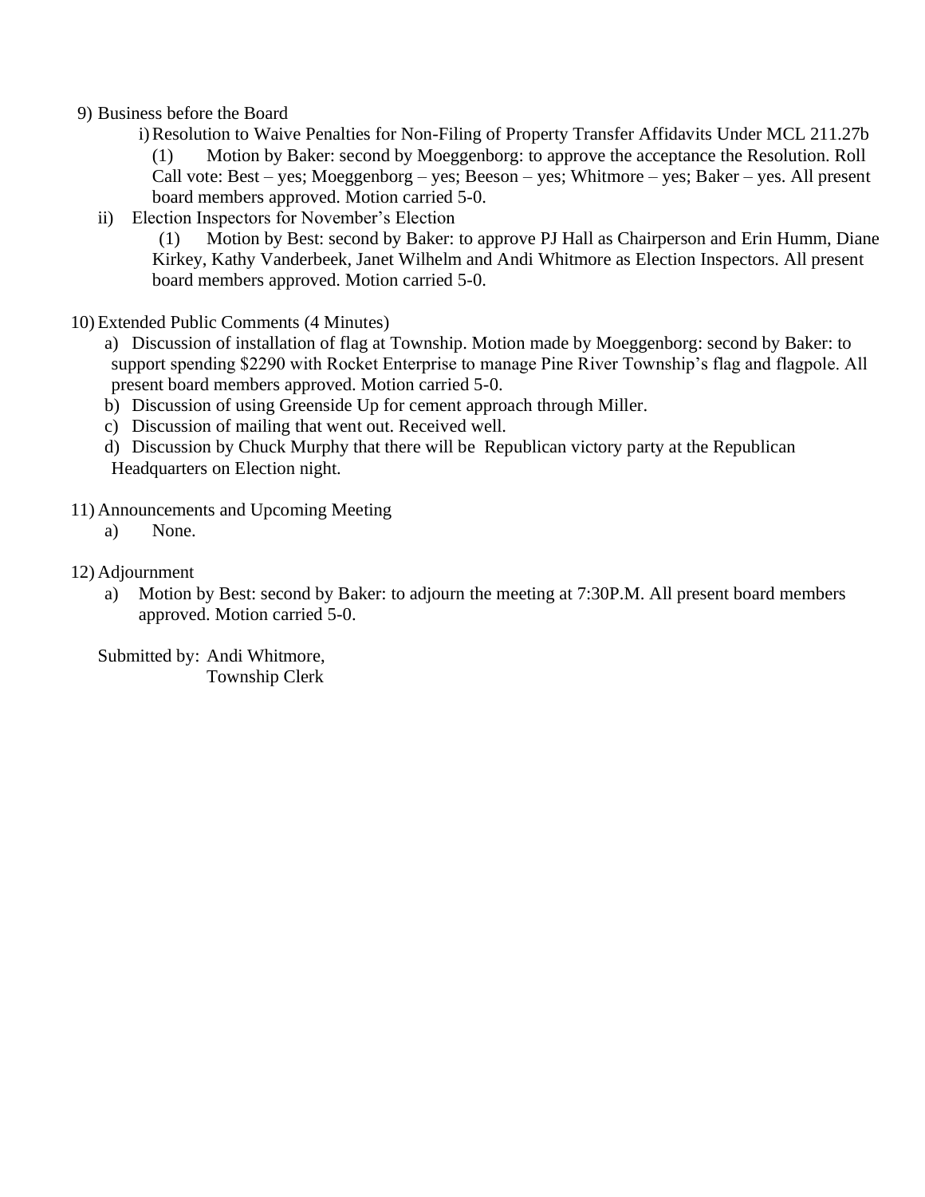9) Business before the Board

   i) Resolution to Waive Penalties for Non-Filing of Property Transfer Affidavits Under MCL 211.27b

      (1) Motion by Baker: second by Moeggenborg: to approve the acceptance the Resolution. Roll Call vote: Best – yes; Moeggenborg – yes; Beeson – yes; Whitmore – yes; Baker – yes. All present board members approved. Motion carried 5-0.

   ii) Election Inspectors for November's Election

      (1) Motion by Best: second by Baker: to approve PJ Hall as Chairperson and Erin Humm, Diane Kirkey, Kathy Vanderbeek, Janet Wilhelm and Andi Whitmore as Election Inspectors. All present board members approved. Motion carried 5-0.

10) Extended Public Comments (4 Minutes)

   a) Discussion of installation of flag at Township. Motion made by Moeggenborg: second by Baker: to support spending $2290 with Rocket Enterprise to manage Pine River Township's flag and flagpole. All present board members approved. Motion carried 5-0.

   b) Discussion of using Greenside Up for cement approach through Miller.

   c) Discussion of mailing that went out. Received well.

   d) Discussion by Chuck Murphy that there will be Republican victory party at the Republican Headquarters on Election night.

11) Announcements and Upcoming Meeting

   a) None.

12) Adjournment

   a) Motion by Best: second by Baker: to adjourn the meeting at 7:30P.M. All present board members approved. Motion carried 5-0.

Submitted by: Andi Whitmore,
Township Clerk